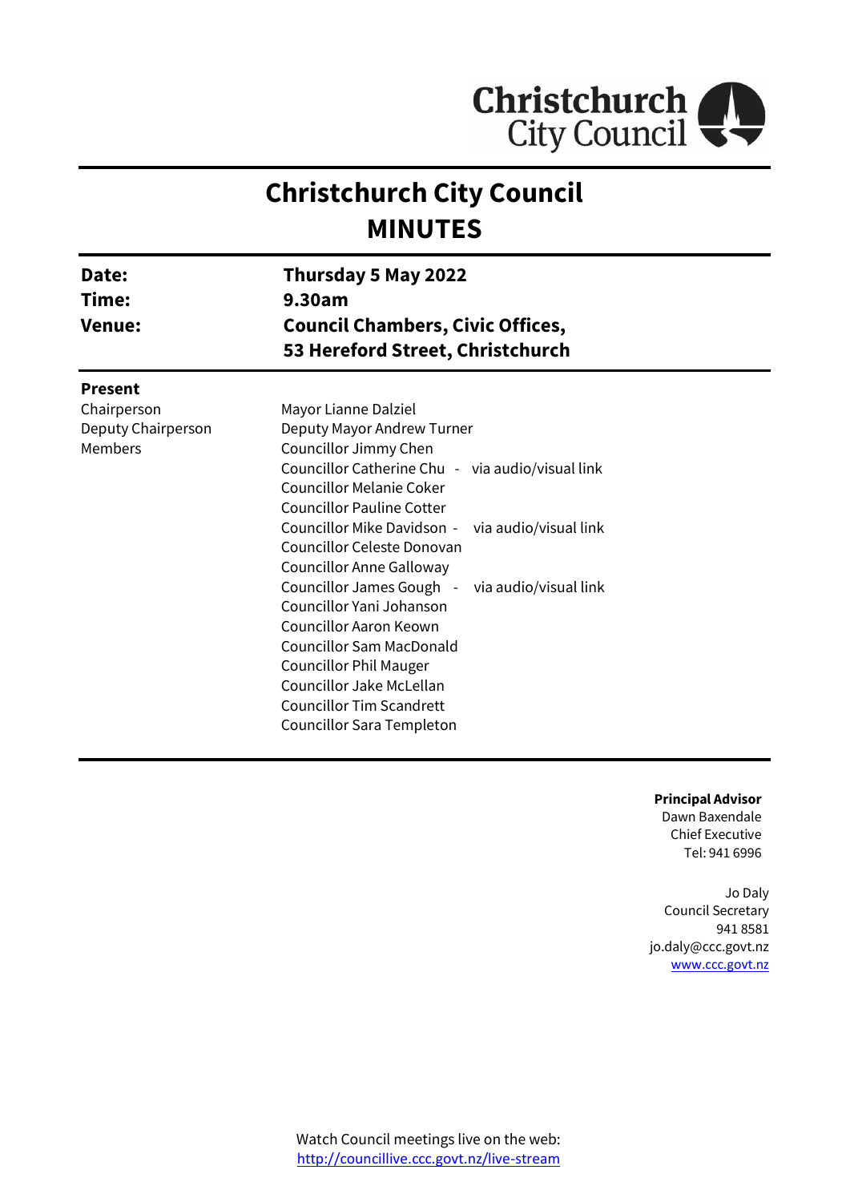Christchurch City Council

# Christchurch City Council
# MINUTES

| | |
|---|---|
| **Date:** | **Thursday 5 May 2022** |
| **Time:** | **9.30am** |
| **Venue:** | **Council Chambers, Civic Offices, 53 Hereford Street, Christchurch** |

**Present**

| | |
|---|---|
| Chairperson | Mayor Lianne Dalziel |
| Deputy Chairperson | Deputy Mayor Andrew Turner |
| Members | Councillor Jimmy Chen |
| | Councillor Catherine Chu - via audio/visual link |
| | Councillor Melanie Coker |
| | Councillor Pauline Cotter |
| | Councillor Mike Davidson - via audio/visual link |
| | Councillor Celeste Donovan |
| | Councillor Anne Galloway |
| | Councillor James Gough - via audio/visual link |
| | Councillor Yani Johanson |
| | Councillor Aaron Keown |
| | Councillor Sam MacDonald |
| | Councillor Phil Mauger |
| | Councillor Jake McLellan |
| | Councillor Tim Scandrett |
| | Councillor Sara Templeton |

**Principal Advisor**
Dawn Baxendale
Chief Executive
Tel: 941 6996

Jo Daly
Council Secretary
941 8581
jo.daly@ccc.govt.nz
www.ccc.govt.nz

Watch Council meetings live on the web:
http://councillive.ccc.govt.nz/live-stream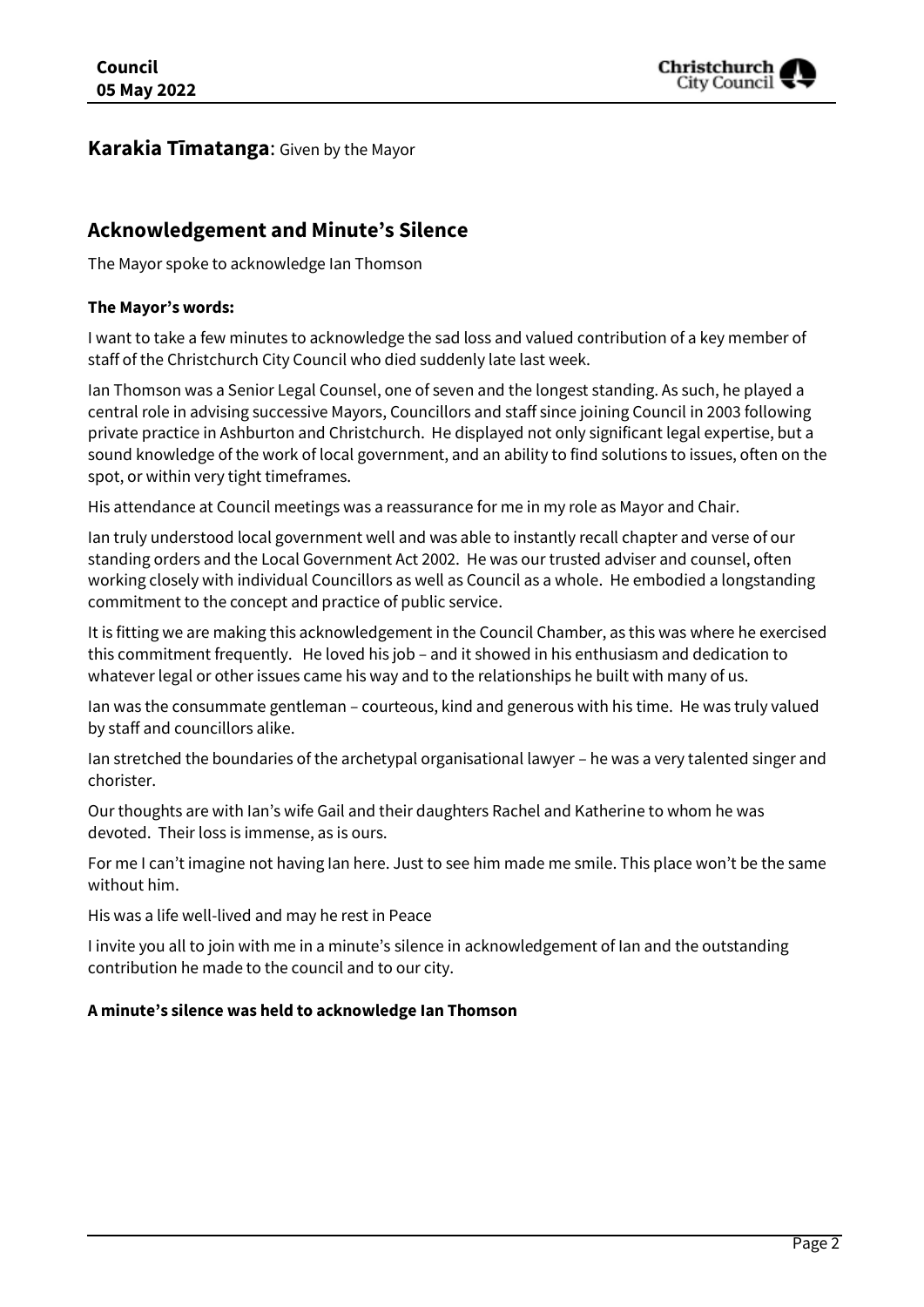**Karakia Tīmatanga**: Given by the Mayor

## Acknowledgement and Minute's Silence

The Mayor spoke to acknowledge Ian Thomson

**The Mayor's words:**

I want to take a few minutes to acknowledge the sad loss and valued contribution of a key member of staff of the Christchurch City Council who died suddenly late last week.

Ian Thomson was a Senior Legal Counsel, one of seven and the longest standing. As such, he played a central role in advising successive Mayors, Councillors and staff since joining Council in 2003 following private practice in Ashburton and Christchurch. He displayed not only significant legal expertise, but a sound knowledge of the work of local government, and an ability to find solutions to issues, often on the spot, or within very tight timeframes.

His attendance at Council meetings was a reassurance for me in my role as Mayor and Chair.

Ian truly understood local government well and was able to instantly recall chapter and verse of our standing orders and the Local Government Act 2002. He was our trusted adviser and counsel, often working closely with individual Councillors as well as Council as a whole. He embodied a longstanding commitment to the concept and practice of public service.

It is fitting we are making this acknowledgement in the Council Chamber, as this was where he exercised this commitment frequently. He loved his job – and it showed in his enthusiasm and dedication to whatever legal or other issues came his way and to the relationships he built with many of us.

Ian was the consummate gentleman – courteous, kind and generous with his time. He was truly valued by staff and councillors alike.

Ian stretched the boundaries of the archetypal organisational lawyer – he was a very talented singer and chorister.

Our thoughts are with Ian's wife Gail and their daughters Rachel and Katherine to whom he was devoted. Their loss is immense, as is ours.

For me I can't imagine not having Ian here. Just to see him made me smile. This place won't be the same without him.

His was a life well-lived and may he rest in Peace

I invite you all to join with me in a minute's silence in acknowledgement of Ian and the outstanding contribution he made to the council and to our city.

**A minute's silence was held to acknowledge Ian Thomson**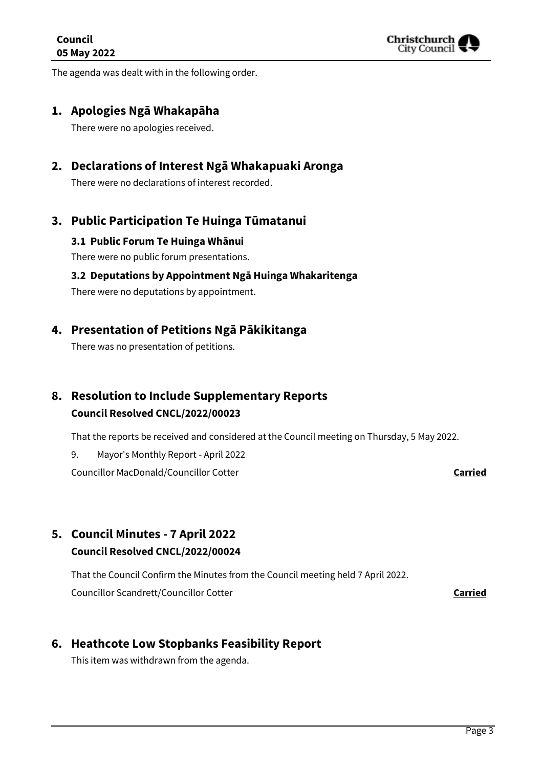The agenda was dealt with in the following order.

## 1. Apologies Ngā Whakapāha

There were no apologies received.

## 2. Declarations of Interest Ngā Whakapuaki Aronga

There were no declarations of interest recorded.

## 3. Public Participation Te Huinga Tūmatanui

### 3.1 Public Forum Te Huinga Whānui

There were no public forum presentations.

### 3.2 Deputations by Appointment Ngā Huinga Whakaritenga

There were no deputations by appointment.

## 4. Presentation of Petitions Ngā Pākikitanga

There was no presentation of petitions.

## 8. Resolution to Include Supplementary Reports

**Council Resolved CNCL/2022/00023**

That the reports be received and considered at the Council meeting on Thursday, 5 May 2022.

9. Mayor's Monthly Report - April 2022

Councillor MacDonald/Councillor Cotter **Carried**

## 5. Council Minutes - 7 April 2022

**Council Resolved CNCL/2022/00024**

That the Council Confirm the Minutes from the Council meeting held 7 April 2022.

Councillor Scandrett/Councillor Cotter **Carried**

## 6. Heathcote Low Stopbanks Feasibility Report

This item was withdrawn from the agenda.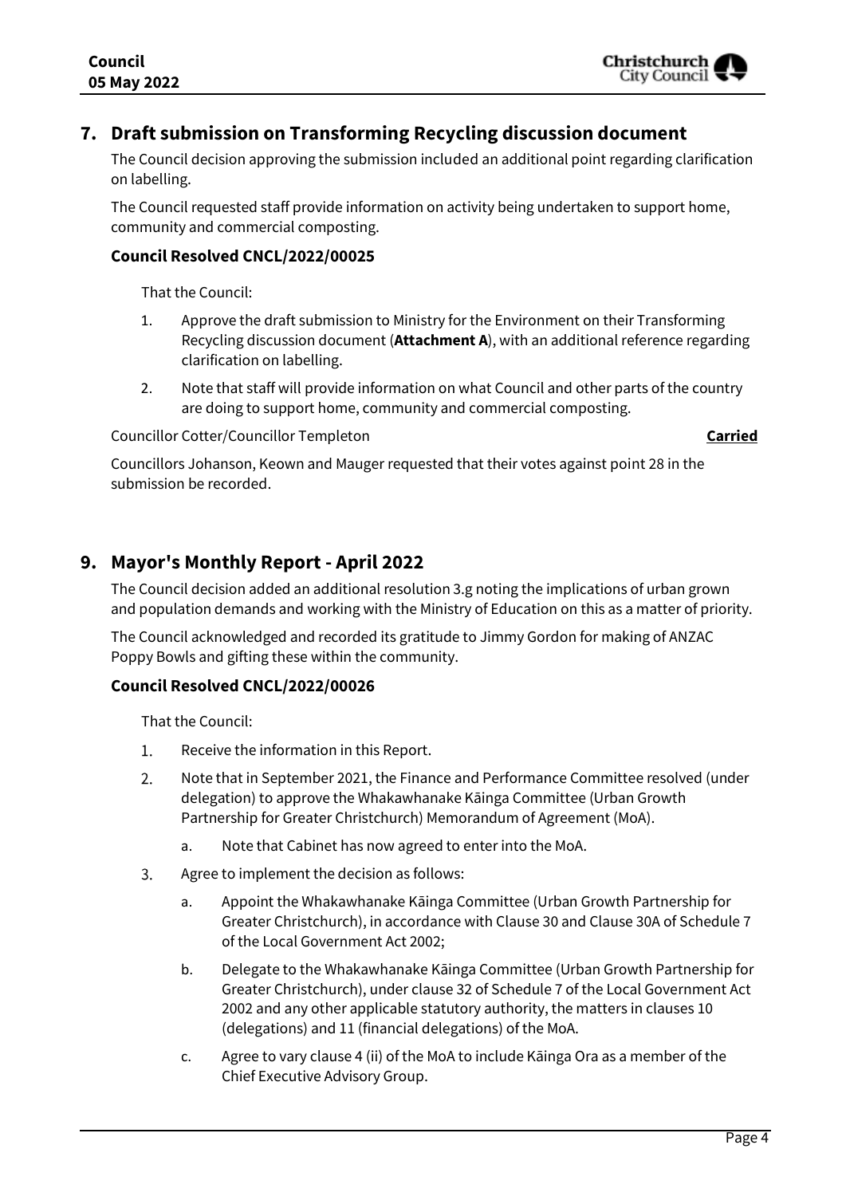## 7. Draft submission on Transforming Recycling discussion document

The Council decision approving the submission included an additional point regarding clarification on labelling.

The Council requested staff provide information on activity being undertaken to support home, community and commercial composting.

### Council Resolved CNCL/2022/00025

That the Council:

1. Approve the draft submission to Ministry for the Environment on their Transforming Recycling discussion document (**Attachment A**), with an additional reference regarding clarification on labelling.
2. Note that staff will provide information on what Council and other parts of the country are doing to support home, community and commercial composting.

Councillor Cotter/Councillor Templeton **Carried**

Councillors Johanson, Keown and Mauger requested that their votes against point 28 in the submission be recorded.

## 9. Mayor's Monthly Report - April 2022

The Council decision added an additional resolution 3.g noting the implications of urban grown and population demands and working with the Ministry of Education on this as a matter of priority.

The Council acknowledged and recorded its gratitude to Jimmy Gordon for making of ANZAC Poppy Bowls and gifting these within the community.

### Council Resolved CNCL/2022/00026

That the Council:

1. Receive the information in this Report.
2. Note that in September 2021, the Finance and Performance Committee resolved (under delegation) to approve the Whakawhanake Kāinga Committee (Urban Growth Partnership for Greater Christchurch) Memorandum of Agreement (MoA).
    a. Note that Cabinet has now agreed to enter into the MoA.
3. Agree to implement the decision as follows:
    a. Appoint the Whakawhanake Kāinga Committee (Urban Growth Partnership for Greater Christchurch), in accordance with Clause 30 and Clause 30A of Schedule 7 of the Local Government Act 2002;
    b. Delegate to the Whakawhanake Kāinga Committee (Urban Growth Partnership for Greater Christchurch), under clause 32 of Schedule 7 of the Local Government Act 2002 and any other applicable statutory authority, the matters in clauses 10 (delegations) and 11 (financial delegations) of the MoA.
    c. Agree to vary clause 4 (ii) of the MoA to include Kāinga Ora as a member of the Chief Executive Advisory Group.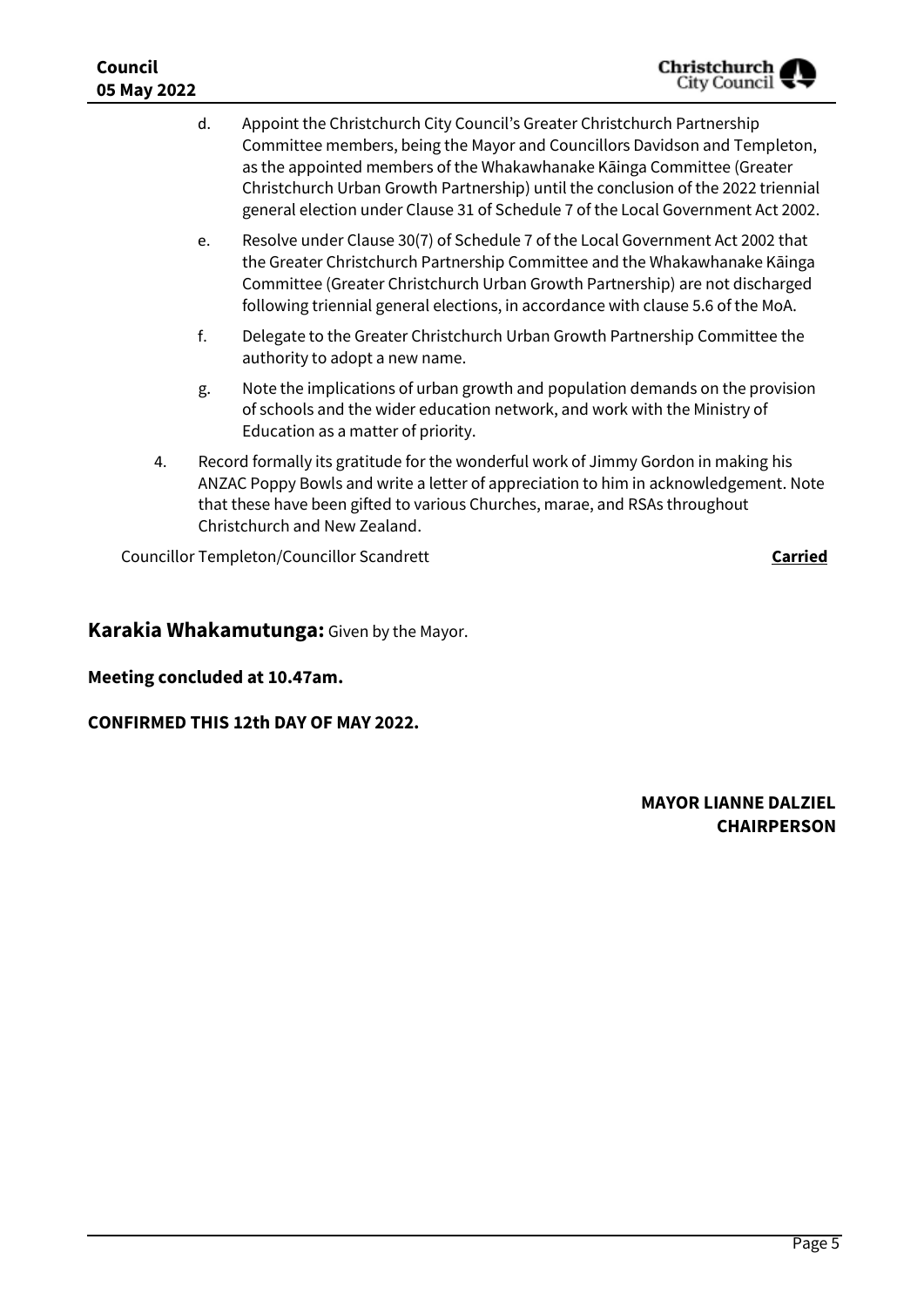d. Appoint the Christchurch City Council's Greater Christchurch Partnership Committee members, being the Mayor and Councillors Davidson and Templeton, as the appointed members of the Whakawhanake Kāinga Committee (Greater Christchurch Urban Growth Partnership) until the conclusion of the 2022 triennial general election under Clause 31 of Schedule 7 of the Local Government Act 2002.

e. Resolve under Clause 30(7) of Schedule 7 of the Local Government Act 2002 that the Greater Christchurch Partnership Committee and the Whakawhanake Kāinga Committee (Greater Christchurch Urban Growth Partnership) are not discharged following triennial general elections, in accordance with clause 5.6 of the MoA.

f. Delegate to the Greater Christchurch Urban Growth Partnership Committee the authority to adopt a new name.

g. Note the implications of urban growth and population demands on the provision of schools and the wider education network, and work with the Ministry of Education as a matter of priority.

4. Record formally its gratitude for the wonderful work of Jimmy Gordon in making his ANZAC Poppy Bowls and write a letter of appreciation to him in acknowledgement. Note that these have been gifted to various Churches, marae, and RSAs throughout Christchurch and New Zealand.

Councillor Templeton/Councillor Scandrett **Carried**

**Karakia Whakamutunga:** Given by the Mayor.

**Meeting concluded at 10.47am.**

**CONFIRMED THIS 12th DAY OF MAY 2022.**

**MAYOR LIANNE DALZIEL**
**CHAIRPERSON**